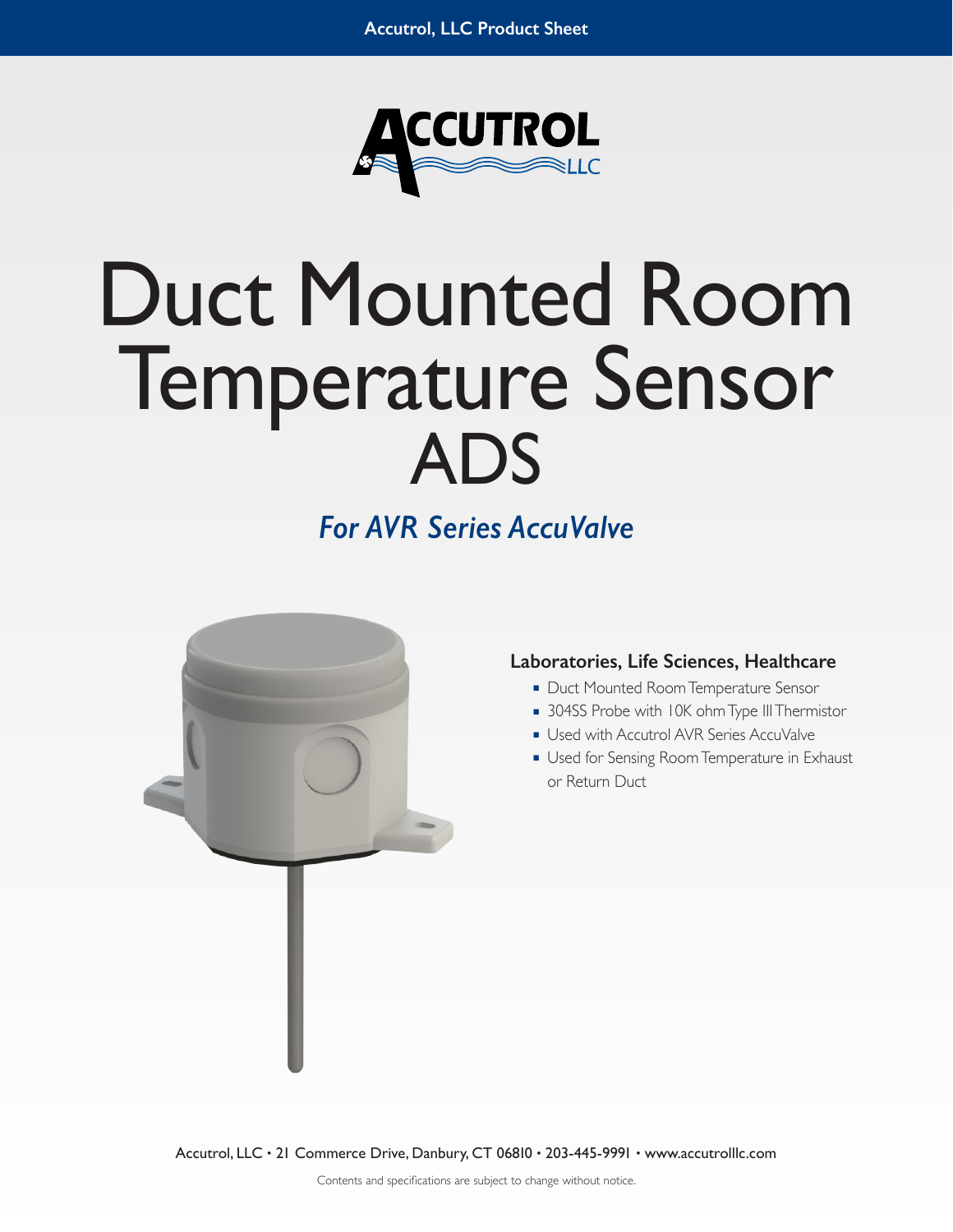Accutrol, LLC Product Sheet

# Duct Mounted Room Temperature Sensor ADS

## *For AVR Series AccuValve*

### Laboratories, Life Sciences, Healthcare

- Duct Mounted Room Temperature Sensor
- 304SS Probe with 10K ohm Type III Thermistor
- Used with Accutrol AVR Series AccuValve
- Used for Sensing Room Temperature in Exhaust or Return Duct

Accutrol, LLC • 21 Commerce Drive, Danbury, CT 06810 • 203-445-9991 • www.accutrolllc.com

Contents and specifications are subject to change without notice.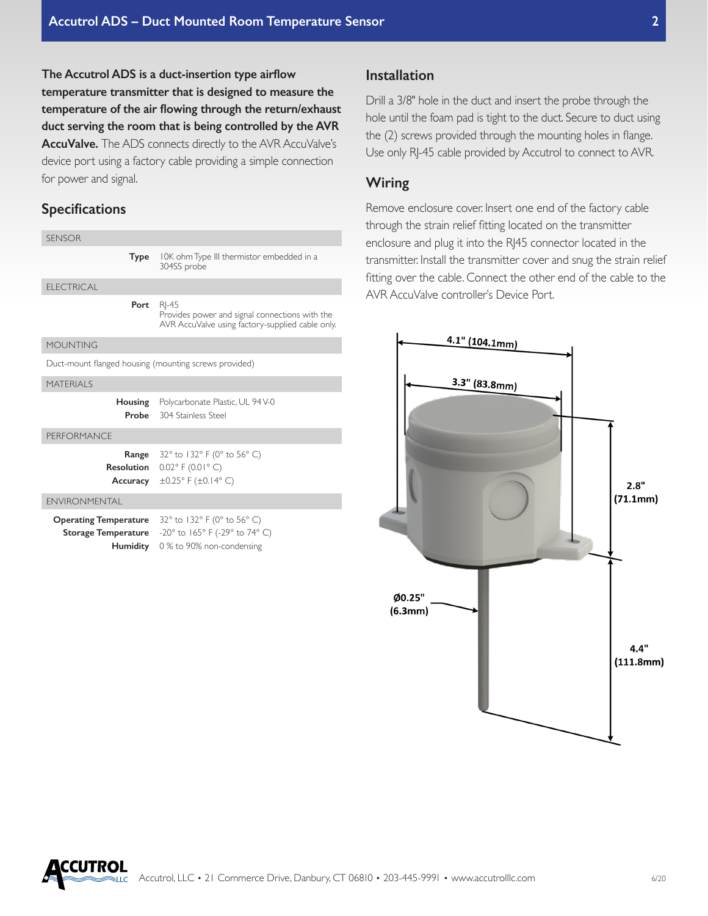**The Accutrol ADS is a duct-insertion type airflow temperature transmitter that is designed to measure the temperature of the air flowing through the return/exhaust duct serving the room that is being controlled by the AVR AccuValve.** The ADS connects directly to the AVR AccuValve's device port using a factory cable providing a simple connection for power and signal.

## Specifications

| SENSOR | |
|---|---|
| **Type** | 10K ohm Type III thermistor embedded in a 304SS probe |
| **ELECTRICAL** | |
| **Port** | RJ-45<br>Provides power and signal connections with the AVR AccuValve using factory-supplied cable only. |
| **MOUNTING** | |
| Duct-mount flanged housing (mounting screws provided) | |
| **MATERIALS** | |
| **Housing** | Polycarbonate Plastic, UL 94 V-0 |
| **Probe** | 304 Stainless Steel |
| **PERFORMANCE** | |
| **Range** | 32° to 132° F (0° to 56° C) |
| **Resolution** | 0.02° F (0.01° C) |
| **Accuracy** | ±0.25° F (±0.14° C) |
| **ENVIRONMENTAL** | |
| **Operating Temperature** | 32° to 132° F (0° to 56° C) |
| **Storage Temperature** | -20° to 165° F (-29° to 74° C) |
| **Humidity** | 0 % to 90% non-condensing |

## Installation

Drill a 3/8" hole in the duct and insert the probe through the hole until the foam pad is tight to the duct. Secure to duct using the (2) screws provided through the mounting holes in flange. Use only RJ-45 cable provided by Accutrol to connect to AVR.

## Wiring

Remove enclosure cover. Insert one end of the factory cable through the strain relief fitting located on the transmitter enclosure and plug it into the RJ45 connector located in the transmitter. Install the transmitter cover and snug the strain relief fitting over the cable. Connect the other end of the cable to the AVR AccuValve controller's Device Port.

4.1" (104.1mm)

3.3" (83.8mm)

2.8" (71.1mm)

Ø0.25" (6.3mm)

4.4" (111.8mm)

Accutrol, LLC • 21 Commerce Drive, Danbury, CT 06810 • 203-445-9991 • www.accutrolllc.com

6/20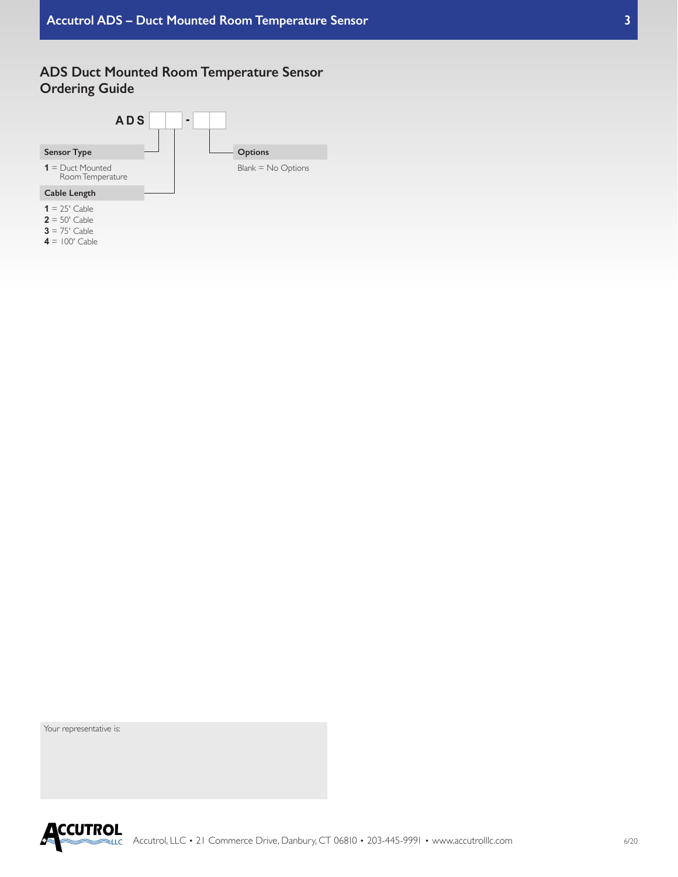## ADS Duct Mounted Room Temperature Sensor Ordering Guide

**ADS** [ ][ ] - [ ][ ]

**Sensor Type**

**1** = Duct Mounted Room Temperature

**Cable Length**

**1** = 25' Cable
**2** = 50' Cable
**3** = 75' Cable
**4** = 100' Cable

**Options**

Blank = No Options

Your representative is:

Accutrol, LLC • 21 Commerce Drive, Danbury, CT 06810 • 203-445-9991 • www.accutrolllc.com

6/20